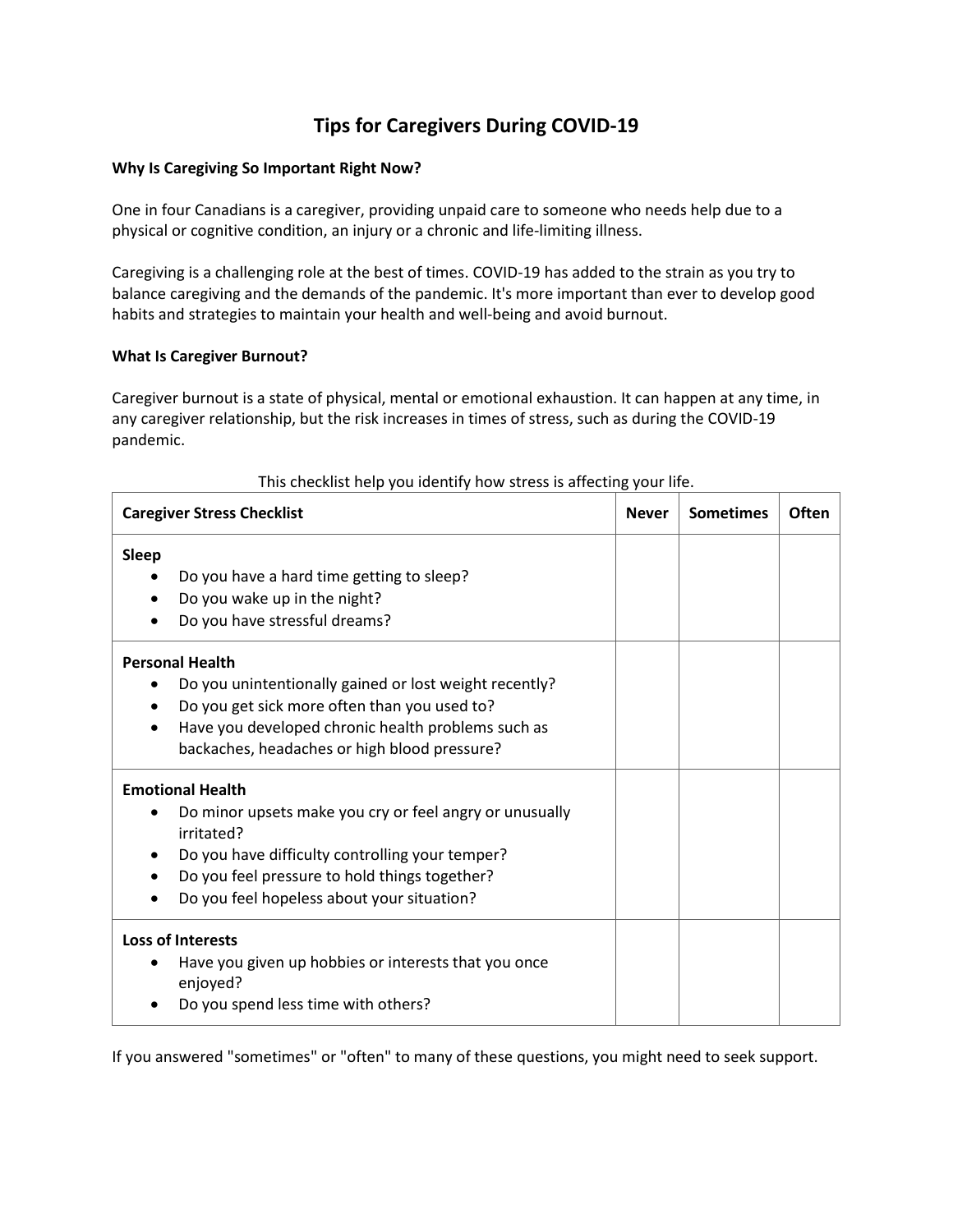# Tips for Caregivers During COVID-19

**Why Is Caregiving So Important Right Now?**

One in four Canadians is a caregiver, providing unpaid care to someone who needs help due to a physical or cognitive condition, an injury or a chronic and life-limiting illness.

Caregiving is a challenging role at the best of times. COVID-19 has added to the strain as you try to balance caregiving and the demands of the pandemic. It's more important than ever to develop good habits and strategies to maintain your health and well-being and avoid burnout.

**What Is Caregiver Burnout?**

Caregiver burnout is a state of physical, mental or emotional exhaustion. It can happen at any time, in any caregiver relationship, but the risk increases in times of stress, such as during the COVID-19 pandemic.

This checklist help you identify how stress is affecting your life.

| Caregiver Stress Checklist | Never | Sometimes | Often |
|---|---|---|---|
| **Sleep**<br>• Do you have a hard time getting to sleep?<br>• Do you wake up in the night?<br>• Do you have stressful dreams? | | | |
| **Personal Health**<br>• Do you unintentionally gained or lost weight recently?<br>• Do you get sick more often than you used to?<br>• Have you developed chronic health problems such as backaches, headaches or high blood pressure? | | | |
| **Emotional Health**<br>• Do minor upsets make you cry or feel angry or unusually irritated?<br>• Do you have difficulty controlling your temper?<br>• Do you feel pressure to hold things together?<br>• Do you feel hopeless about your situation? | | | |
| **Loss of Interests**<br>• Have you given up hobbies or interests that you once enjoyed?<br>• Do you spend less time with others? | | | |

If you answered "sometimes" or "often" to many of these questions, you might need to seek support.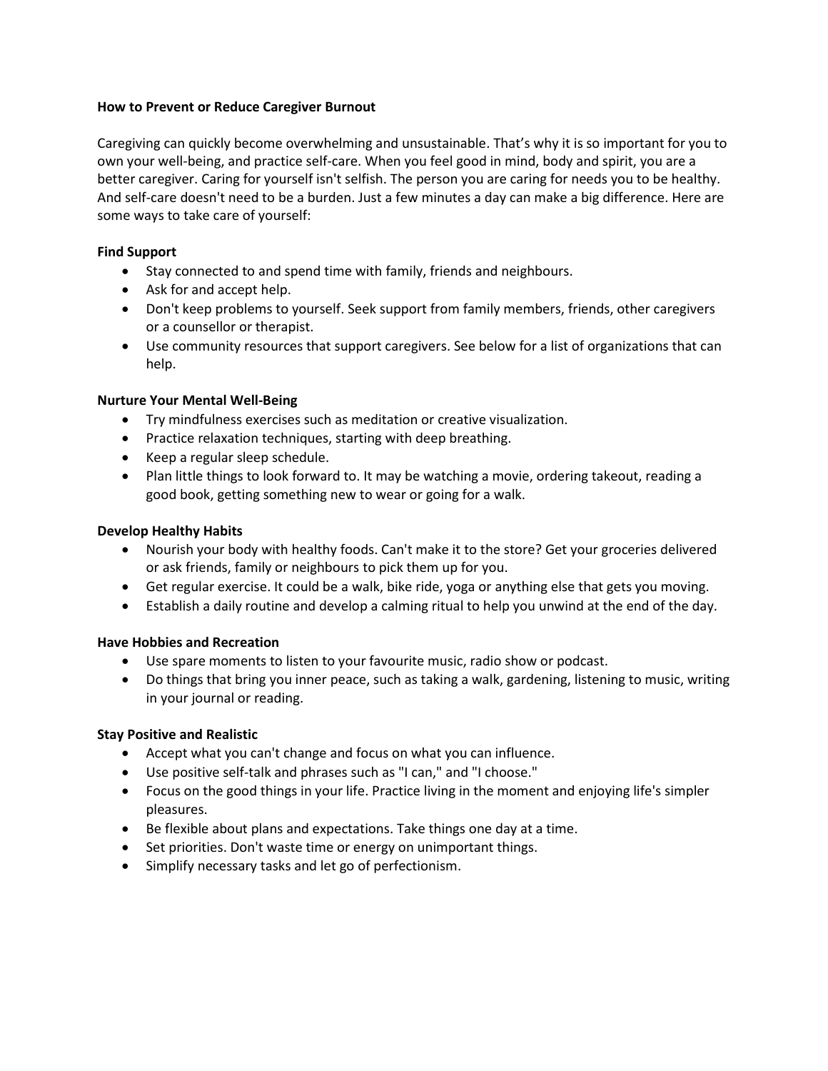## How to Prevent or Reduce Caregiver Burnout

Caregiving can quickly become overwhelming and unsustainable. That's why it is so important for you to own your well-being, and practice self-care. When you feel good in mind, body and spirit, you are a better caregiver. Caring for yourself isn't selfish. The person you are caring for needs you to be healthy. And self-care doesn't need to be a burden. Just a few minutes a day can make a big difference. Here are some ways to take care of yourself:

### Find Support

- Stay connected to and spend time with family, friends and neighbours.
- Ask for and accept help.
- Don't keep problems to yourself. Seek support from family members, friends, other caregivers or a counsellor or therapist.
- Use community resources that support caregivers. See below for a list of organizations that can help.

### Nurture Your Mental Well-Being

- Try mindfulness exercises such as meditation or creative visualization.
- Practice relaxation techniques, starting with deep breathing.
- Keep a regular sleep schedule.
- Plan little things to look forward to. It may be watching a movie, ordering takeout, reading a good book, getting something new to wear or going for a walk.

### Develop Healthy Habits

- Nourish your body with healthy foods. Can't make it to the store? Get your groceries delivered or ask friends, family or neighbours to pick them up for you.
- Get regular exercise. It could be a walk, bike ride, yoga or anything else that gets you moving.
- Establish a daily routine and develop a calming ritual to help you unwind at the end of the day.

### Have Hobbies and Recreation

- Use spare moments to listen to your favourite music, radio show or podcast.
- Do things that bring you inner peace, such as taking a walk, gardening, listening to music, writing in your journal or reading.

### Stay Positive and Realistic

- Accept what you can't change and focus on what you can influence.
- Use positive self-talk and phrases such as "I can," and "I choose."
- Focus on the good things in your life. Practice living in the moment and enjoying life's simpler pleasures.
- Be flexible about plans and expectations. Take things one day at a time.
- Set priorities. Don't waste time or energy on unimportant things.
- Simplify necessary tasks and let go of perfectionism.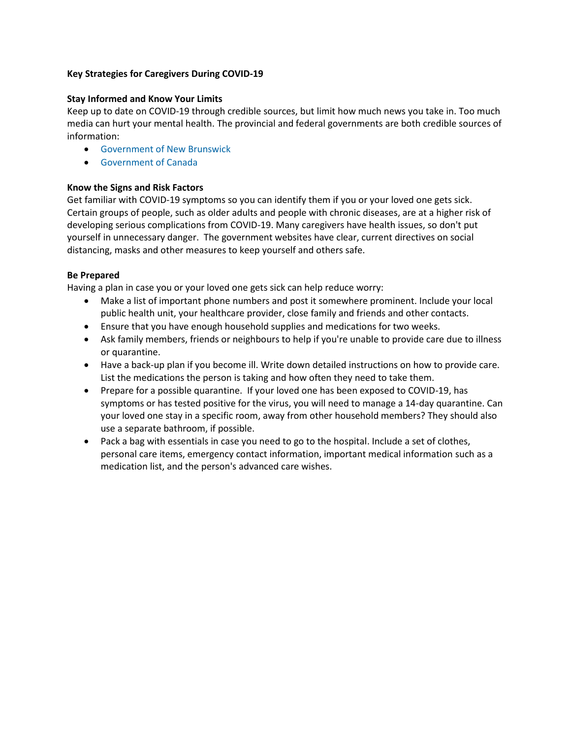**Key Strategies for Caregivers During COVID-19**

**Stay Informed and Know Your Limits**

Keep up to date on COVID-19 through credible sources, but limit how much news you take in. Too much media can hurt your mental health. The provincial and federal governments are both credible sources of information:

- Government of New Brunswick
- Government of Canada

**Know the Signs and Risk Factors**

Get familiar with COVID-19 symptoms so you can identify them if you or your loved one gets sick. Certain groups of people, such as older adults and people with chronic diseases, are at a higher risk of developing serious complications from COVID-19. Many caregivers have health issues, so don't put yourself in unnecessary danger. The government websites have clear, current directives on social distancing, masks and other measures to keep yourself and others safe.

**Be Prepared**

Having a plan in case you or your loved one gets sick can help reduce worry:

- Make a list of important phone numbers and post it somewhere prominent. Include your local public health unit, your healthcare provider, close family and friends and other contacts.
- Ensure that you have enough household supplies and medications for two weeks.
- Ask family members, friends or neighbours to help if you're unable to provide care due to illness or quarantine.
- Have a back-up plan if you become ill. Write down detailed instructions on how to provide care. List the medications the person is taking and how often they need to take them.
- Prepare for a possible quarantine. If your loved one has been exposed to COVID-19, has symptoms or has tested positive for the virus, you will need to manage a 14-day quarantine. Can your loved one stay in a specific room, away from other household members? They should also use a separate bathroom, if possible.
- Pack a bag with essentials in case you need to go to the hospital. Include a set of clothes, personal care items, emergency contact information, important medical information such as a medication list, and the person's advanced care wishes.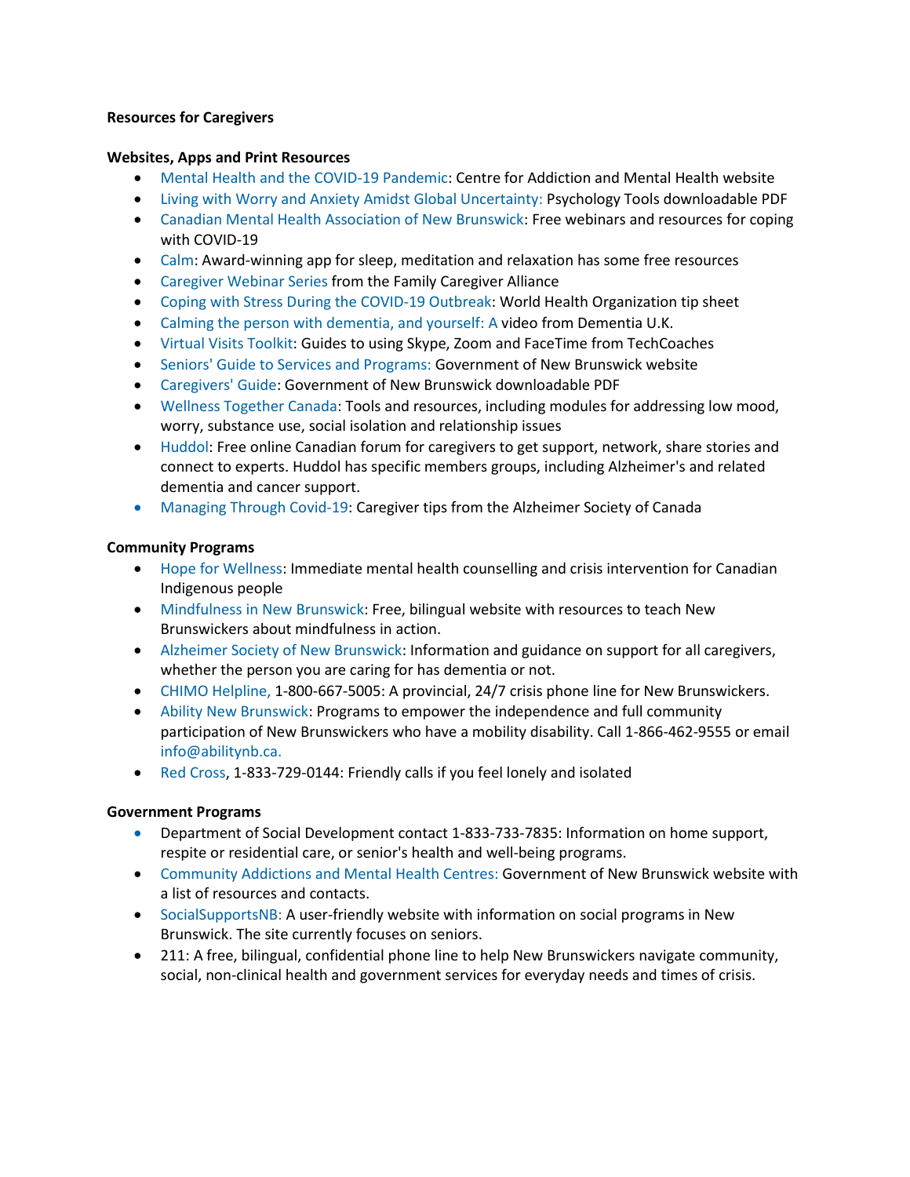**Resources for Caregivers**

**Websites, Apps and Print Resources**

- Mental Health and the COVID-19 Pandemic: Centre for Addiction and Mental Health website
- Living with Worry and Anxiety Amidst Global Uncertainty: Psychology Tools downloadable PDF
- Canadian Mental Health Association of New Brunswick: Free webinars and resources for coping with COVID-19
- Calm: Award-winning app for sleep, meditation and relaxation has some free resources
- Caregiver Webinar Series from the Family Caregiver Alliance
- Coping with Stress During the COVID-19 Outbreak: World Health Organization tip sheet
- Calming the person with dementia, and yourself: A video from Dementia U.K.
- Virtual Visits Toolkit: Guides to using Skype, Zoom and FaceTime from TechCoaches
- Seniors' Guide to Services and Programs: Government of New Brunswick website
- Caregivers' Guide: Government of New Brunswick downloadable PDF
- Wellness Together Canada: Tools and resources, including modules for addressing low mood, worry, substance use, social isolation and relationship issues
- Huddol: Free online Canadian forum for caregivers to get support, network, share stories and connect to experts. Huddol has specific members groups, including Alzheimer's and related dementia and cancer support.
- Managing Through Covid-19: Caregiver tips from the Alzheimer Society of Canada

**Community Programs**

- Hope for Wellness: Immediate mental health counselling and crisis intervention for Canadian Indigenous people
- Mindfulness in New Brunswick: Free, bilingual website with resources to teach New Brunswickers about mindfulness in action.
- Alzheimer Society of New Brunswick: Information and guidance on support for all caregivers, whether the person you are caring for has dementia or not.
- CHIMO Helpline, 1-800-667-5005: A provincial, 24/7 crisis phone line for New Brunswickers.
- Ability New Brunswick: Programs to empower the independence and full community participation of New Brunswickers who have a mobility disability. Call 1-866-462-9555 or email info@abilitynb.ca.
- Red Cross, 1-833-729-0144: Friendly calls if you feel lonely and isolated

**Government Programs**

- Department of Social Development contact 1-833-733-7835: Information on home support, respite or residential care, or senior's health and well-being programs.
- Community Addictions and Mental Health Centres: Government of New Brunswick website with a list of resources and contacts.
- SocialSupportsNB: A user-friendly website with information on social programs in New Brunswick. The site currently focuses on seniors.
- 211: A free, bilingual, confidential phone line to help New Brunswickers navigate community, social, non-clinical health and government services for everyday needs and times of crisis.